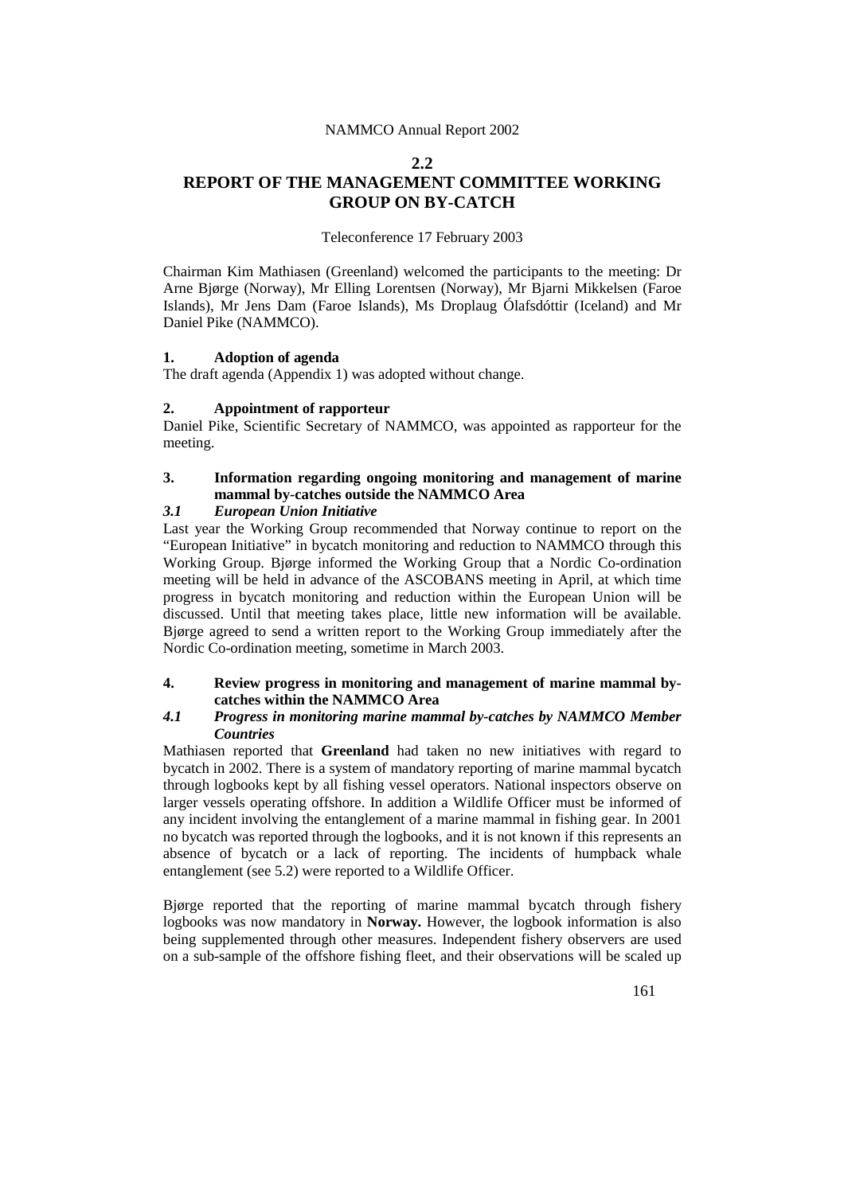# 2.2
# REPORT OF THE MANAGEMENT COMMITTEE WORKING GROUP ON BY-CATCH

Teleconference 17 February 2003

Chairman Kim Mathiasen (Greenland) welcomed the participants to the meeting: Dr Arne Bjørge (Norway), Mr Elling Lorentsen (Norway), Mr Bjarni Mikkelsen (Faroe Islands), Mr Jens Dam (Faroe Islands), Ms Droplaug Ólafsdóttir (Iceland) and Mr Daniel Pike (NAMMCO).

## 1. Adoption of agenda

The draft agenda (Appendix 1) was adopted without change.

## 2. Appointment of rapporteur

Daniel Pike, Scientific Secretary of NAMMCO, was appointed as rapporteur for the meeting.

## 3. Information regarding ongoing monitoring and management of marine mammal by-catches outside the NAMMCO Area

### *3.1 European Union Initiative*

Last year the Working Group recommended that Norway continue to report on the "European Initiative" in bycatch monitoring and reduction to NAMMCO through this Working Group. Bjørge informed the Working Group that a Nordic Co-ordination meeting will be held in advance of the ASCOBANS meeting in April, at which time progress in bycatch monitoring and reduction within the European Union will be discussed. Until that meeting takes place, little new information will be available. Bjørge agreed to send a written report to the Working Group immediately after the Nordic Co-ordination meeting, sometime in March 2003.

## 4. Review progress in monitoring and management of marine mammal by-catches within the NAMMCO Area

### *4.1 Progress in monitoring marine mammal by-catches by NAMMCO Member Countries*

Mathiasen reported that **Greenland** had taken no new initiatives with regard to bycatch in 2002. There is a system of mandatory reporting of marine mammal bycatch through logbooks kept by all fishing vessel operators. National inspectors observe on larger vessels operating offshore. In addition a Wildlife Officer must be informed of any incident involving the entanglement of a marine mammal in fishing gear. In 2001 no bycatch was reported through the logbooks, and it is not known if this represents an absence of bycatch or a lack of reporting. The incidents of humpback whale entanglement (see 5.2) were reported to a Wildlife Officer.

Bjørge reported that the reporting of marine mammal bycatch through fishery logbooks was now mandatory in **Norway.** However, the logbook information is also being supplemented through other measures. Independent fishery observers are used on a sub-sample of the offshore fishing fleet, and their observations will be scaled up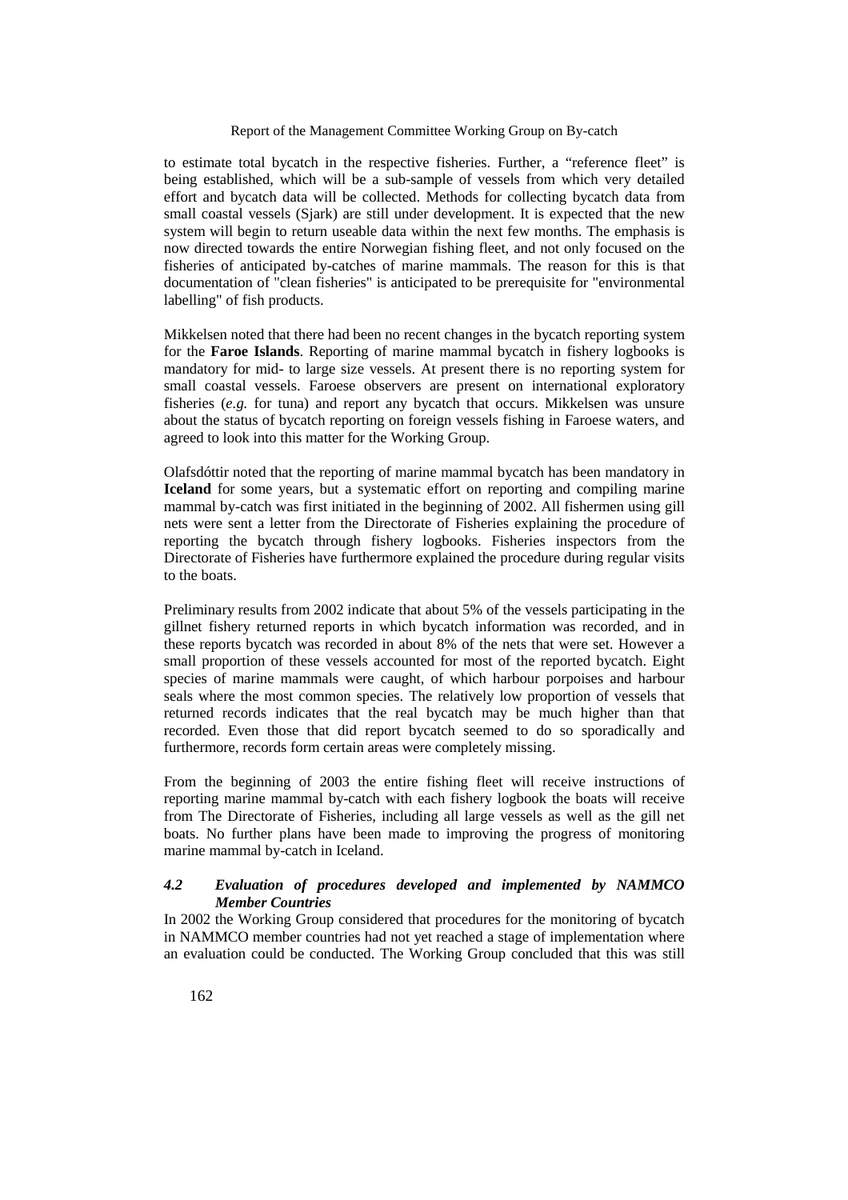to estimate total bycatch in the respective fisheries. Further, a "reference fleet" is being established, which will be a sub-sample of vessels from which very detailed effort and bycatch data will be collected. Methods for collecting bycatch data from small coastal vessels (Sjark) are still under development. It is expected that the new system will begin to return useable data within the next few months. The emphasis is now directed towards the entire Norwegian fishing fleet, and not only focused on the fisheries of anticipated by-catches of marine mammals. The reason for this is that documentation of "clean fisheries" is anticipated to be prerequisite for "environmental labelling" of fish products.

Mikkelsen noted that there had been no recent changes in the bycatch reporting system for the **Faroe Islands**. Reporting of marine mammal bycatch in fishery logbooks is mandatory for mid- to large size vessels. At present there is no reporting system for small coastal vessels. Faroese observers are present on international exploratory fisheries (*e.g.* for tuna) and report any bycatch that occurs. Mikkelsen was unsure about the status of bycatch reporting on foreign vessels fishing in Faroese waters, and agreed to look into this matter for the Working Group.

Olafsdóttir noted that the reporting of marine mammal bycatch has been mandatory in **Iceland** for some years, but a systematic effort on reporting and compiling marine mammal by-catch was first initiated in the beginning of 2002. All fishermen using gill nets were sent a letter from the Directorate of Fisheries explaining the procedure of reporting the bycatch through fishery logbooks. Fisheries inspectors from the Directorate of Fisheries have furthermore explained the procedure during regular visits to the boats.

Preliminary results from 2002 indicate that about 5% of the vessels participating in the gillnet fishery returned reports in which bycatch information was recorded, and in these reports bycatch was recorded in about 8% of the nets that were set. However a small proportion of these vessels accounted for most of the reported bycatch. Eight species of marine mammals were caught, of which harbour porpoises and harbour seals where the most common species. The relatively low proportion of vessels that returned records indicates that the real bycatch may be much higher than that recorded. Even those that did report bycatch seemed to do so sporadically and furthermore, records form certain areas were completely missing.

From the beginning of 2003 the entire fishing fleet will receive instructions of reporting marine mammal by-catch with each fishery logbook the boats will receive from The Directorate of Fisheries, including all large vessels as well as the gill net boats. No further plans have been made to improving the progress of monitoring marine mammal by-catch in Iceland.

### *4.2 Evaluation of procedures developed and implemented by NAMMCO Member Countries*

In 2002 the Working Group considered that procedures for the monitoring of bycatch in NAMMCO member countries had not yet reached a stage of implementation where an evaluation could be conducted. The Working Group concluded that this was still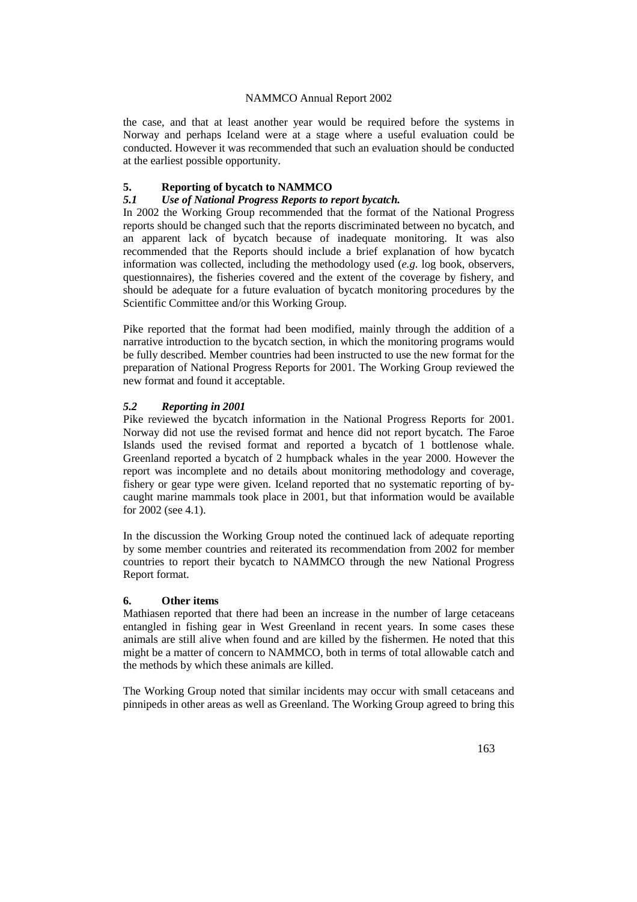the case, and that at least another year would be required before the systems in Norway and perhaps Iceland were at a stage where a useful evaluation could be conducted. However it was recommended that such an evaluation should be conducted at the earliest possible opportunity.

## 5. Reporting of bycatch to NAMMCO

### *5.1 Use of National Progress Reports to report bycatch.*

In 2002 the Working Group recommended that the format of the National Progress reports should be changed such that the reports discriminated between no bycatch, and an apparent lack of bycatch because of inadequate monitoring. It was also recommended that the Reports should include a brief explanation of how bycatch information was collected, including the methodology used (*e.g.* log book, observers, questionnaires), the fisheries covered and the extent of the coverage by fishery, and should be adequate for a future evaluation of bycatch monitoring procedures by the Scientific Committee and/or this Working Group.

Pike reported that the format had been modified, mainly through the addition of a narrative introduction to the bycatch section, in which the monitoring programs would be fully described. Member countries had been instructed to use the new format for the preparation of National Progress Reports for 2001. The Working Group reviewed the new format and found it acceptable.

### *5.2 Reporting in 2001*

Pike reviewed the bycatch information in the National Progress Reports for 2001. Norway did not use the revised format and hence did not report bycatch. The Faroe Islands used the revised format and reported a bycatch of 1 bottlenose whale. Greenland reported a bycatch of 2 humpback whales in the year 2000. However the report was incomplete and no details about monitoring methodology and coverage, fishery or gear type were given. Iceland reported that no systematic reporting of by-caught marine mammals took place in 2001, but that information would be available for 2002 (see 4.1).

In the discussion the Working Group noted the continued lack of adequate reporting by some member countries and reiterated its recommendation from 2002 for member countries to report their bycatch to NAMMCO through the new National Progress Report format.

## 6. Other items

Mathiasen reported that there had been an increase in the number of large cetaceans entangled in fishing gear in West Greenland in recent years. In some cases these animals are still alive when found and are killed by the fishermen. He noted that this might be a matter of concern to NAMMCO, both in terms of total allowable catch and the methods by which these animals are killed.

The Working Group noted that similar incidents may occur with small cetaceans and pinnipeds in other areas as well as Greenland. The Working Group agreed to bring this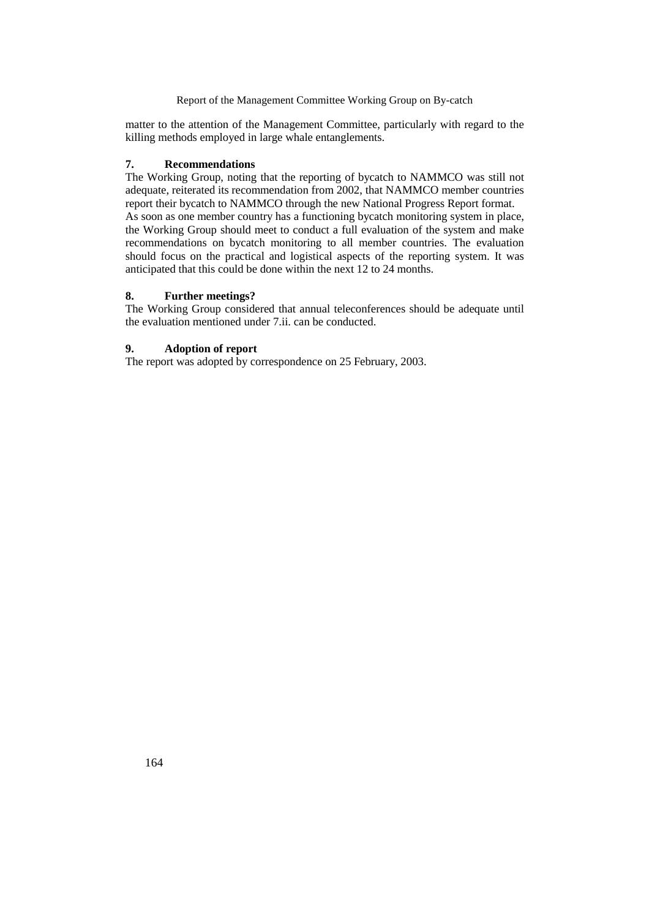matter to the attention of the Management Committee, particularly with regard to the killing methods employed in large whale entanglements.

## 7. Recommendations

The Working Group, noting that the reporting of bycatch to NAMMCO was still not adequate, reiterated its recommendation from 2002, that NAMMCO member countries report their bycatch to NAMMCO through the new National Progress Report format.

As soon as one member country has a functioning bycatch monitoring system in place, the Working Group should meet to conduct a full evaluation of the system and make recommendations on bycatch monitoring to all member countries. The evaluation should focus on the practical and logistical aspects of the reporting system. It was anticipated that this could be done within the next 12 to 24 months.

## 8. Further meetings?

The Working Group considered that annual teleconferences should be adequate until the evaluation mentioned under 7.ii. can be conducted.

## 9. Adoption of report

The report was adopted by correspondence on 25 February, 2003.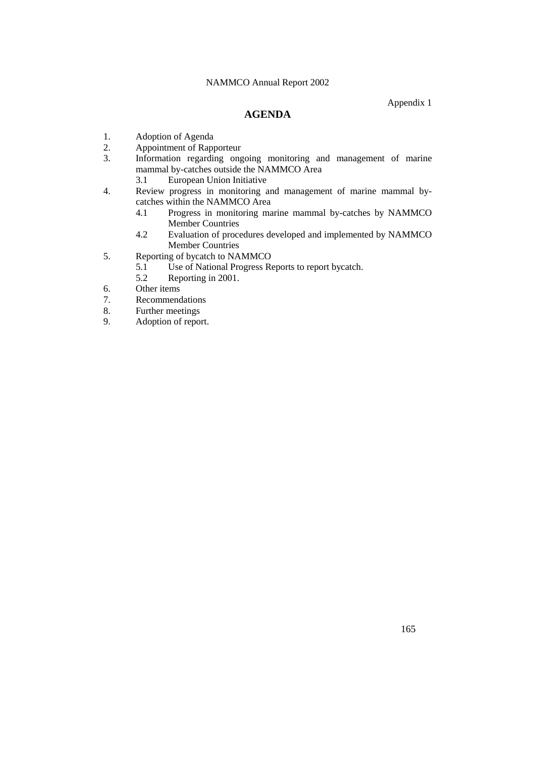Appendix 1

## AGENDA

1. Adoption of Agenda
2. Appointment of Rapporteur
3. Information regarding ongoing monitoring and management of marine mammal by-catches outside the NAMMCO Area
   - 3.1 European Union Initiative
4. Review progress in monitoring and management of marine mammal by-catches within the NAMMCO Area
   - 4.1 Progress in monitoring marine mammal by-catches by NAMMCO Member Countries
   - 4.2 Evaluation of procedures developed and implemented by NAMMCO Member Countries
5. Reporting of bycatch to NAMMCO
   - 5.1 Use of National Progress Reports to report bycatch.
   - 5.2 Reporting in 2001.
6. Other items
7. Recommendations
8. Further meetings
9. Adoption of report.